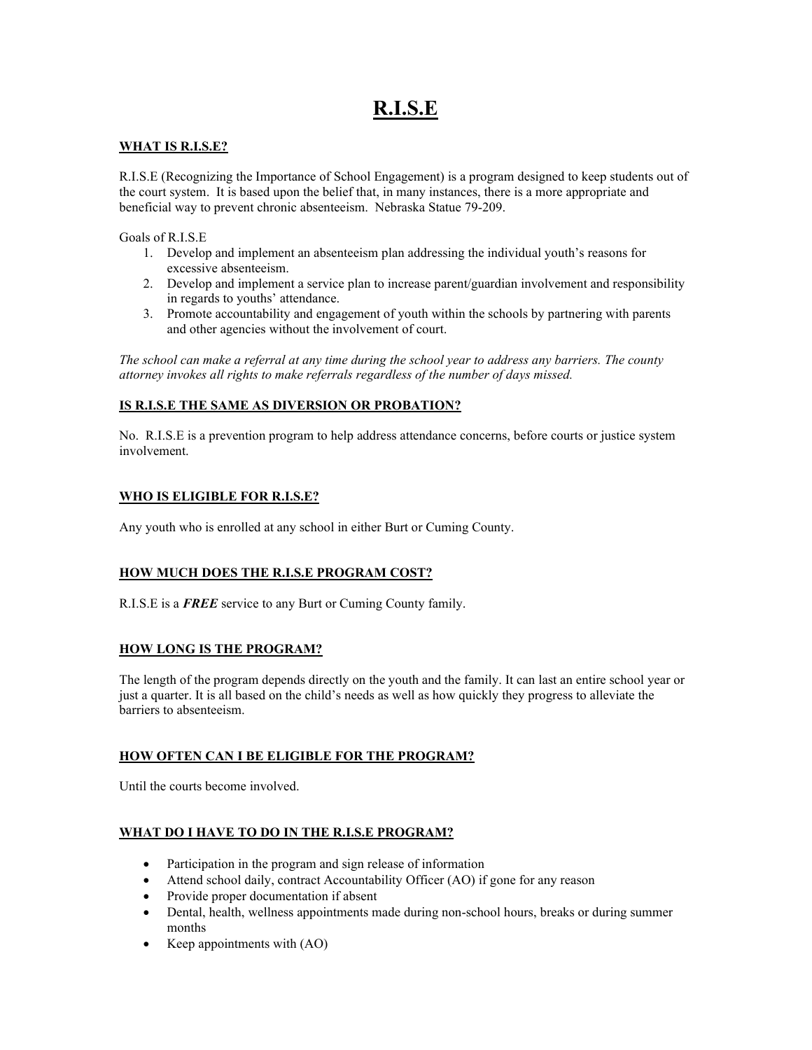# R.I.S.E

## WHAT IS R.I.S.E?

R.I.S.E (Recognizing the Importance of School Engagement) is a program designed to keep students out of the court system. It is based upon the belief that, in many instances, there is a more appropriate and beneficial way to prevent chronic absenteeism. Nebraska Statue 79-209.

Goals of R.I.S.E

1. Develop and implement an absenteeism plan addressing the individual youth's reasons for excessive absenteeism.
2. Develop and implement a service plan to increase parent/guardian involvement and responsibility in regards to youths' attendance.
3. Promote accountability and engagement of youth within the schools by partnering with parents and other agencies without the involvement of court.

*The school can make a referral at any time during the school year to address any barriers. The county attorney invokes all rights to make referrals regardless of the number of days missed.*

## IS R.I.S.E THE SAME AS DIVERSION OR PROBATION?

No. R.I.S.E is a prevention program to help address attendance concerns, before courts or justice system involvement.

## WHO IS ELIGIBLE FOR R.I.S.E?

Any youth who is enrolled at any school in either Burt or Cuming County.

## HOW MUCH DOES THE R.I.S.E PROGRAM COST?

R.I.S.E is a ***FREE*** service to any Burt or Cuming County family.

## HOW LONG IS THE PROGRAM?

The length of the program depends directly on the youth and the family. It can last an entire school year or just a quarter. It is all based on the child's needs as well as how quickly they progress to alleviate the barriers to absenteeism.

## HOW OFTEN CAN I BE ELIGIBLE FOR THE PROGRAM?

Until the courts become involved.

## WHAT DO I HAVE TO DO IN THE R.I.S.E PROGRAM?

- Participation in the program and sign release of information
- Attend school daily, contract Accountability Officer (AO) if gone for any reason
- Provide proper documentation if absent
- Dental, health, wellness appointments made during non-school hours, breaks or during summer months
- Keep appointments with (AO)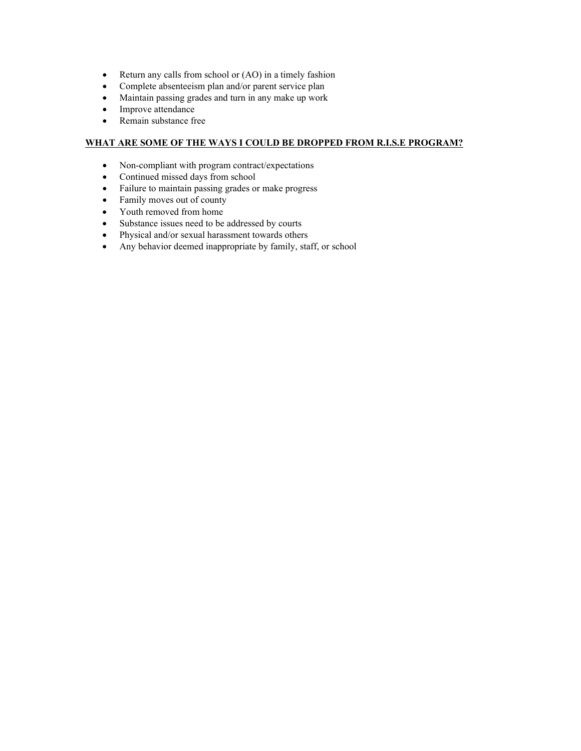- Return any calls from school or (AO) in a timely fashion
- Complete absenteeism plan and/or parent service plan
- Maintain passing grades and turn in any make up work
- Improve attendance
- Remain substance free

**<u>WHAT ARE SOME OF THE WAYS I COULD BE DROPPED FROM R.I.S.E PROGRAM?</u>**

- Non-compliant with program contract/expectations
- Continued missed days from school
- Failure to maintain passing grades or make progress
- Family moves out of county
- Youth removed from home
- Substance issues need to be addressed by courts
- Physical and/or sexual harassment towards others
- Any behavior deemed inappropriate by family, staff, or school